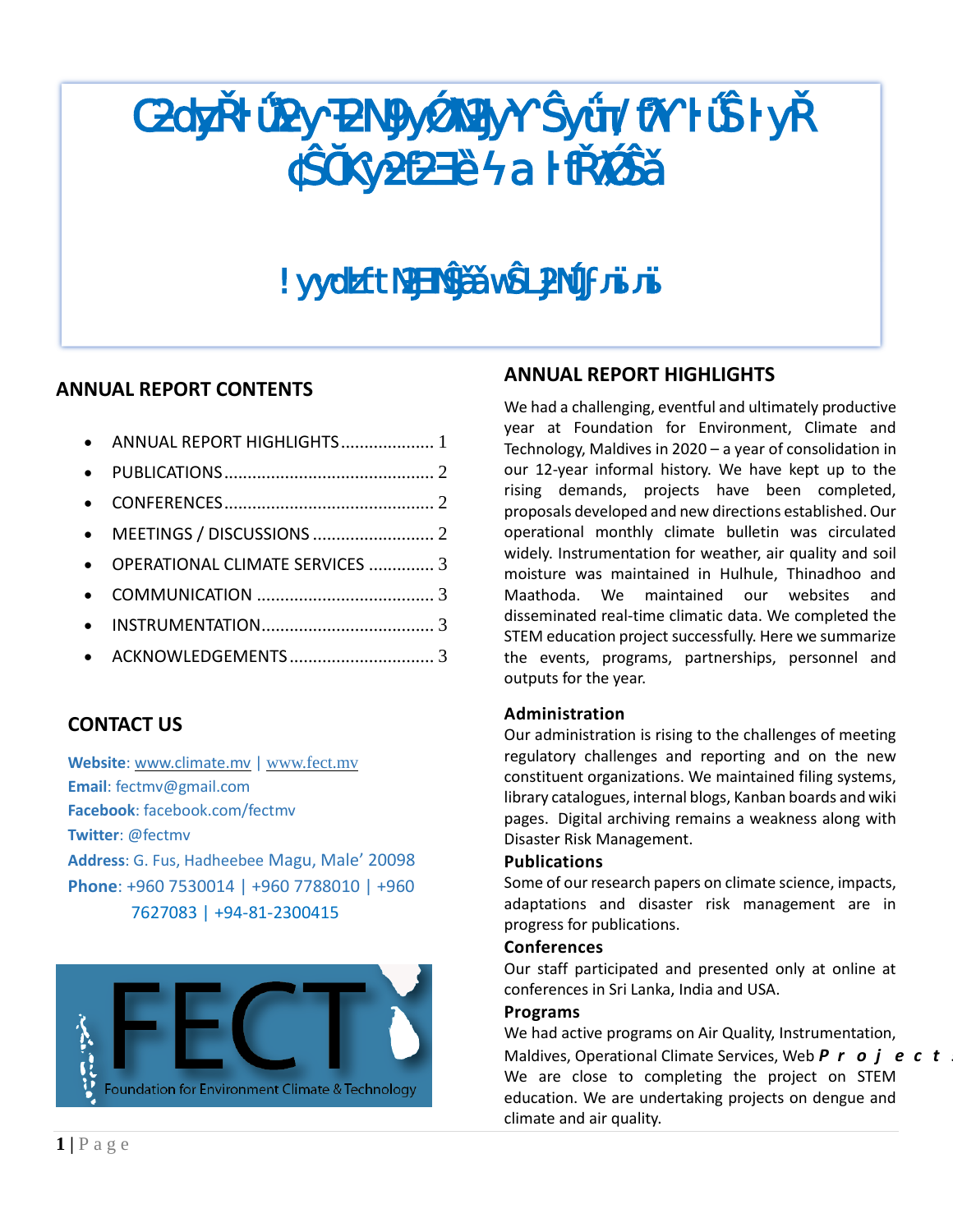# C2dyzŘŀú2y-Ŧ2Ŋ9yŹŊ9yŶ ŜyúŢ/ fŸ ŀúŜŀyŘ ¢ŜČKy2f2Ǝẽ ϟa ŀfŘϔŹŜă

## ! yyd¤ŀztŊ2ƎŊŞăẵwŜĿ2ŊĴ Ԓӥ Ԓӥ

## ANNUAL REPORT CONTENTS

- ANNUAL REPORT HIGHLIGHTS .................... 1
- PUBLICATIONS ............................................ 2
- CONFERENCES ............................................ 2
- MEETINGS / DISCUSSIONS .......................... 2
- OPERATIONAL CLIMATE SERVICES .............. 3
- COMMUNICATION ...................................... 3
- INSTRUMENTATION ..................................... 3
- ACKNOWLEDGEMENTS ............................... 3

## CONTACT US

**Website**: www.climate.mv | www.fect.mv
**Email**: fectmv@gmail.com
**Facebook**: facebook.com/fectmv
**Twitter**: @fectmv
**Address**: G. Fus, Hadheebee Magu, Male' 20098
**Phone**: +960 7530014 | +960 7788010 | +960 7627083 | +94-81-2300415

## ANNUAL REPORT HIGHLIGHTS

We had a challenging, eventful and ultimately productive year at Foundation for Environment, Climate and Technology, Maldives in 2020 – a year of consolidation in our 12-year informal history. We have kept up to the rising demands, projects have been completed, proposals developed and new directions established. Our operational monthly climate bulletin was circulated widely. Instrumentation for weather, air quality and soil moisture was maintained in Hulhule, Thinadhoo and Maathoda. We maintained our websites and disseminated real-time climatic data. We completed the STEM education project successfully. Here we summarize the events, programs, partnerships, personnel and outputs for the year.

### Administration

Our administration is rising to the challenges of meeting regulatory challenges and reporting and on the new constituent organizations. We maintained filing systems, library catalogues, internal blogs, Kanban boards and wiki pages. Digital archiving remains a weakness along with Disaster Risk Management.

### Publications

Some of our research papers on climate science, impacts, adaptations and disaster risk management are in progress for publications.

### Conferences

Our staff participated and presented only at online at conferences in Sri Lanka, India and USA.

### Programs

We had active programs on Air Quality, Instrumentation, Maldives, Operational Climate Services, Web ***Project***

We are close to completing the project on STEM education. We are undertaking projects on dengue and climate and air quality.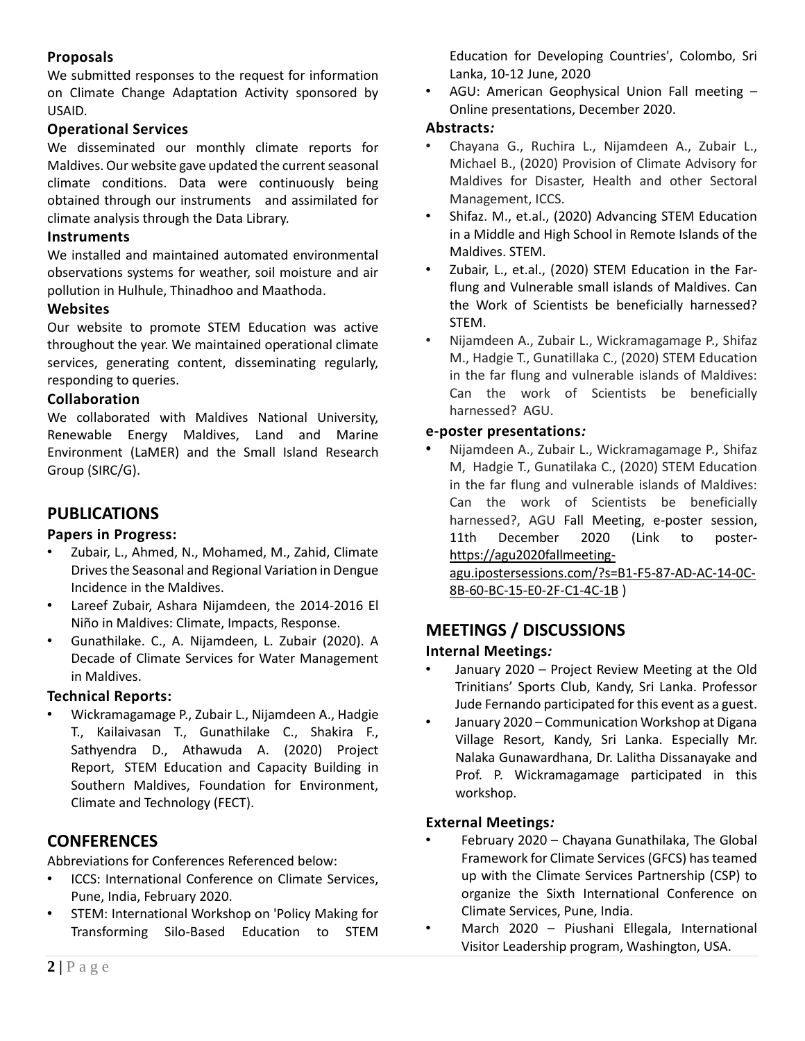### Proposals

We submitted responses to the request for information on Climate Change Adaptation Activity sponsored by USAID.

### Operational Services

We disseminated our monthly climate reports for Maldives. Our website gave updated the current seasonal climate conditions. Data were continuously being obtained through our instruments and assimilated for climate analysis through the Data Library.

### Instruments

We installed and maintained automated environmental observations systems for weather, soil moisture and air pollution in Hulhule, Thinadhoo and Maathoda.

### Websites

Our website to promote STEM Education was active throughout the year. We maintained operational climate services, generating content, disseminating regularly, responding to queries.

### Collaboration

We collaborated with Maldives National University, Renewable Energy Maldives, Land and Marine Environment (LaMER) and the Small Island Research Group (SIRC/G).

## PUBLICATIONS

### Papers in Progress:

- Zubair, L., Ahmed, N., Mohamed, M., Zahid, Climate Drives the Seasonal and Regional Variation in Dengue Incidence in the Maldives.
- Lareef Zubair, Ashara Nijamdeen, the 2014-2016 El Niño in Maldives: Climate, Impacts, Response.
- Gunathilake. C., A. Nijamdeen, L. Zubair (2020). A Decade of Climate Services for Water Management in Maldives.

### Technical Reports:

- Wickramagamage P., Zubair L., Nijamdeen A., Hadgie T., Kailaivasan T., Gunathilake C., Shakira F., Sathyendra D., Athawuda A. (2020) Project Report, STEM Education and Capacity Building in Southern Maldives, Foundation for Environment, Climate and Technology (FECT).

## CONFERENCES

Abbreviations for Conferences Referenced below:

- ICCS: International Conference on Climate Services, Pune, India, February 2020.
- STEM: International Workshop on 'Policy Making for Transforming Silo-Based Education to STEM Education for Developing Countries', Colombo, Sri Lanka, 10-12 June, 2020
- AGU: American Geophysical Union Fall meeting – Online presentations, December 2020.

### Abstracts*:*

- Chayana G., Ruchira L., Nijamdeen A., Zubair L., Michael B., (2020) Provision of Climate Advisory for Maldives for Disaster, Health and other Sectoral Management, ICCS.
- Shifaz. M., et.al., (2020) Advancing STEM Education in a Middle and High School in Remote Islands of the Maldives. STEM.
- Zubair, L., et.al., (2020) STEM Education in the Far-flung and Vulnerable small islands of Maldives. Can the Work of Scientists be beneficially harnessed? STEM.
- Nijamdeen A., Zubair L., Wickramagamage P., Shifaz M., Hadgie T., Gunatillaka C., (2020) STEM Education in the far flung and vulnerable islands of Maldives: Can the work of Scientists be beneficially harnessed? AGU.

### e-poster presentations*:*

- Nijamdeen A., Zubair L., Wickramagamage P., Shifaz M, Hadgie T., Gunatilaka C., (2020) STEM Education in the far flung and vulnerable islands of Maldives: Can the work of Scientists be beneficially harnessed?, AGU Fall Meeting, e-poster session, 11th December 2020 (Link to poster- https://agu2020fallmeeting-agu.ipostersessions.com/?s=B1-F5-87-AD-AC-14-0C-8B-60-BC-15-E0-2F-C1-4C-1B )

## MEETINGS / DISCUSSIONS

### Internal Meetings*:*

- January 2020 – Project Review Meeting at the Old Trinitians' Sports Club, Kandy, Sri Lanka. Professor Jude Fernando participated for this event as a guest.
- January 2020 – Communication Workshop at Digana Village Resort, Kandy, Sri Lanka. Especially Mr. Nalaka Gunawardhana, Dr. Lalitha Dissanayake and Prof. P. Wickramagamage participated in this workshop.

### External Meetings*:*

- February 2020 – Chayana Gunathilaka, The Global Framework for Climate Services (GFCS) has teamed up with the Climate Services Partnership (CSP) to organize the Sixth International Conference on Climate Services, Pune, India.
- March 2020 – Piushani Ellegala, International Visitor Leadership program, Washington, USA.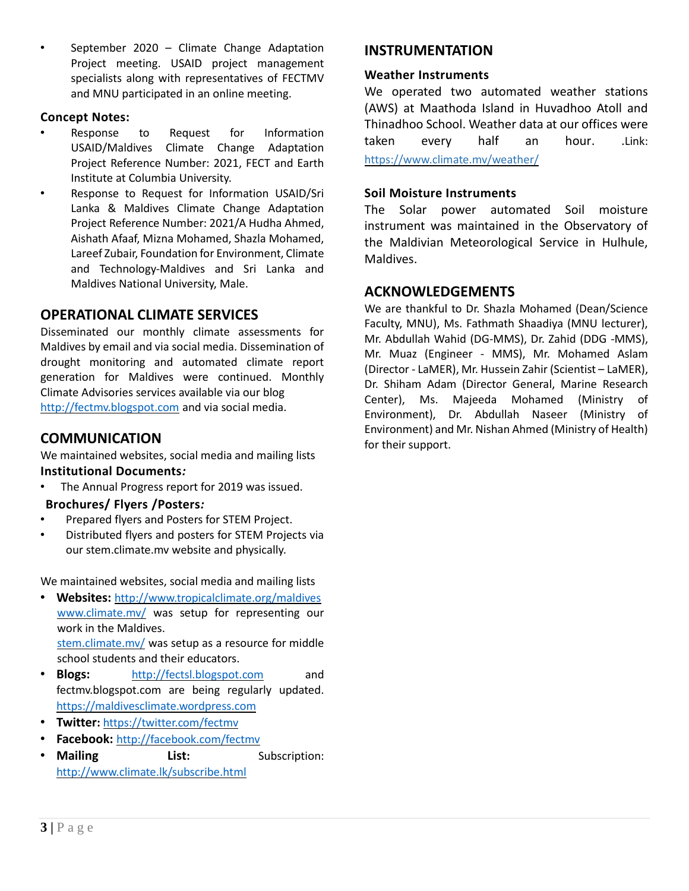- September 2020 – Climate Change Adaptation Project meeting. USAID project management specialists along with representatives of FECTMV and MNU participated in an online meeting.

**Concept Notes:**

- Response to Request for Information USAID/Maldives Climate Change Adaptation Project Reference Number: 2021, FECT and Earth Institute at Columbia University.
- Response to Request for Information USAID/Sri Lanka & Maldives Climate Change Adaptation Project Reference Number: 2021/A Hudha Ahmed, Aishath Afaaf, Mizna Mohamed, Shazla Mohamed, Lareef Zubair, Foundation for Environment, Climate and Technology-Maldives and Sri Lanka and Maldives National University, Male.

## OPERATIONAL CLIMATE SERVICES

Disseminated our monthly climate assessments for Maldives by email and via social media. Dissemination of drought monitoring and automated climate report generation for Maldives were continued. Monthly Climate Advisories services available via our blog http://fectmv.blogspot.com and via social media.

## COMMUNICATION

We maintained websites, social media and mailing lists

**Institutional Documents*:***

- The Annual Progress report for 2019 was issued.

**Brochures/ Flyers /Posters*:***

- Prepared flyers and Posters for STEM Project.
- Distributed flyers and posters for STEM Projects via our stem.climate.mv website and physically.

We maintained websites, social media and mailing lists

- **Websites:** http://www.tropicalclimate.org/maldives www.climate.mv/ was setup for representing our work in the Maldives.
  stem.climate.mv/ was setup as a resource for middle school students and their educators.
- **Blogs:** http://fectsl.blogspot.com and fectmv.blogspot.com are being regularly updated. https://maldivesclimate.wordpress.com
- **Twitter:** https://twitter.com/fectmv
- **Facebook:** http://facebook.com/fectmv
- **Mailing List:** Subscription: http://www.climate.lk/subscribe.html

## INSTRUMENTATION

### Weather Instruments

We operated two automated weather stations (AWS) at Maathoda Island in Huvadhoo Atoll and Thinadhoo School. Weather data at our offices were taken every half an hour. .Link: https://www.climate.mv/weather/

### Soil Moisture Instruments

The Solar power automated Soil moisture instrument was maintained in the Observatory of the Maldivian Meteorological Service in Hulhule, Maldives.

## ACKNOWLEDGEMENTS

We are thankful to Dr. Shazla Mohamed (Dean/Science Faculty, MNU), Ms. Fathmath Shaadiya (MNU lecturer), Mr. Abdullah Wahid (DG-MMS), Dr. Zahid (DDG -MMS), Mr. Muaz (Engineer - MMS), Mr. Mohamed Aslam (Director - LaMER), Mr. Hussein Zahir (Scientist – LaMER), Dr. Shiham Adam (Director General, Marine Research Center), Ms. Majeeda Mohamed (Ministry of Environment), Dr. Abdullah Naseer (Ministry of Environment) and Mr. Nishan Ahmed (Ministry of Health) for their support.